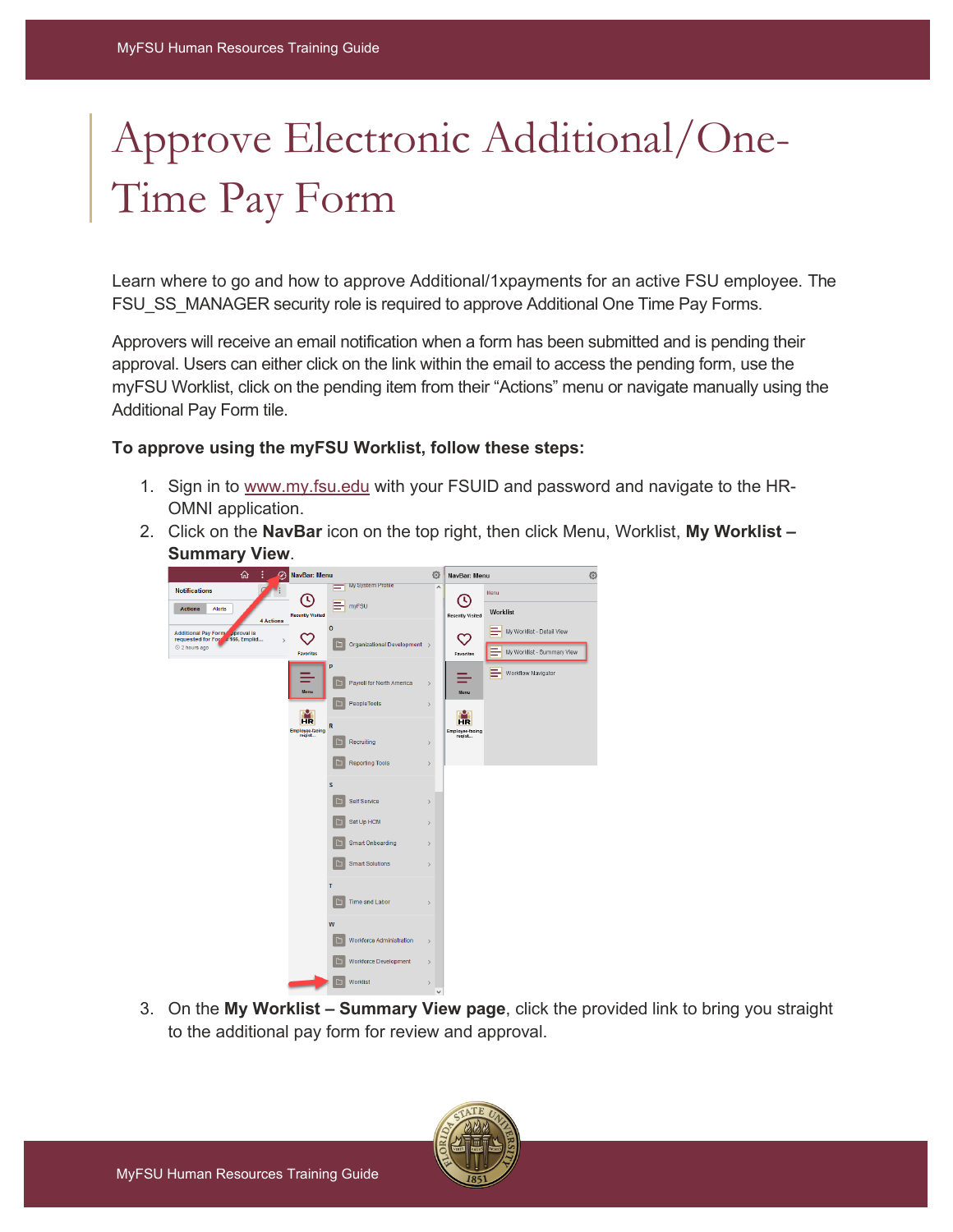# Approve Electronic Additional/One-Time Pay Form

Learn where to go and how to approve Additional/1xpayments for an active FSU employee. The FSU_SS_MANAGER security role is required to approve Additional One Time Pay Forms.

Approvers will receive an email notification when a form has been submitted and is pending their approval. Users can either click on the link within the email to access the pending form, use the myFSU Worklist, click on the pending item from their "Actions" menu or navigate manually using the Additional Pay Form tile.

**To approve using the myFSU Worklist, follow these steps:**

1. Sign in to www.my.fsu.edu with your FSUID and password and navigate to the HR-OMNI application.
2. Click on the **NavBar** icon on the top right, then click Menu, Worklist, **My Worklist – Summary View**.
3. On the **My Worklist – Summary View page**, click the provided link to bring you straight to the additional pay form for review and approval.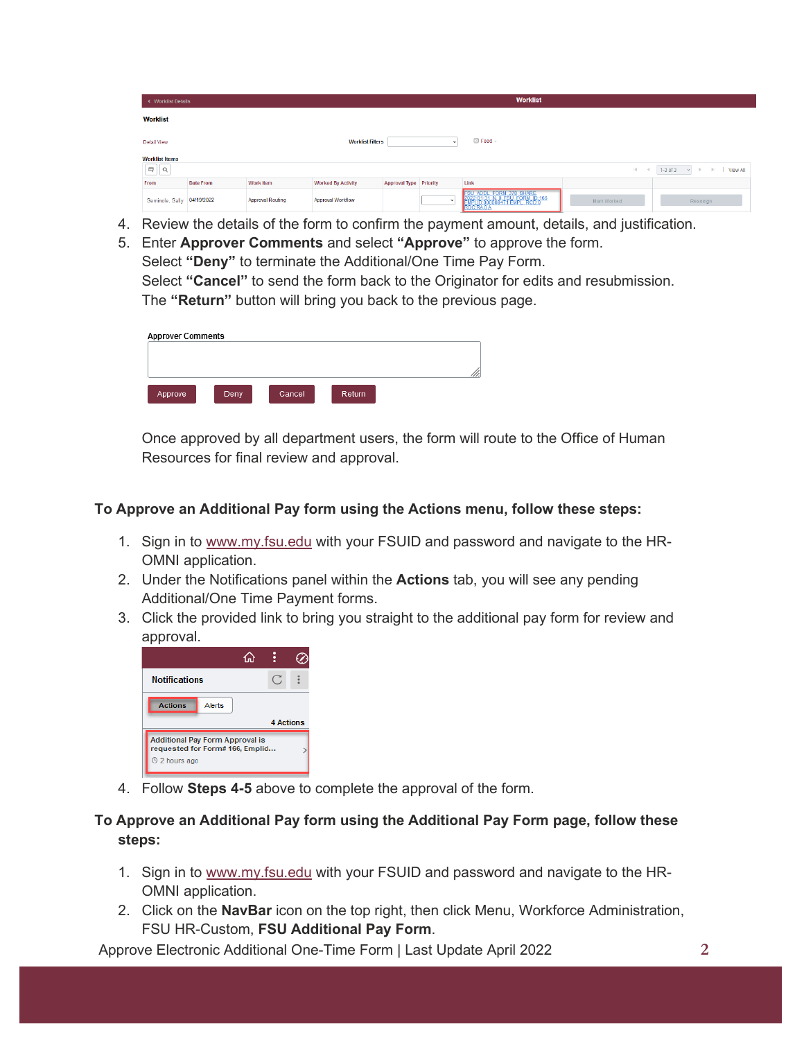4. Review the details of the form to confirm the payment amount, details, and justification.
5. Enter **Approver Comments** and select **"Approve"** to approve the form.
   Select **"Deny"** to terminate the Additional/One Time Pay Form.
   Select **"Cancel"** to send the form back to the Originator for edits and resubmission.
   The **"Return"** button will bring you back to the previous page.

   Once approved by all department users, the form will route to the Office of Human Resources for final review and approval.

**To Approve an Additional Pay form using the Actions menu, follow these steps:**

1. Sign in to www.my.fsu.edu with your FSUID and password and navigate to the HR-OMNI application.
2. Under the Notifications panel within the **Actions** tab, you will see any pending Additional/One Time Payment forms.
3. Click the provided link to bring you straight to the additional pay form for review and approval.
4. Follow **Steps 4-5** above to complete the approval of the form.

**To Approve an Additional Pay form using the Additional Pay Form page, follow these steps:**

1. Sign in to www.my.fsu.edu with your FSUID and password and navigate to the HR-OMNI application.
2. Click on the **NavBar** icon on the top right, then click Menu, Workforce Administration, FSU HR-Custom, **FSU Additional Pay Form**.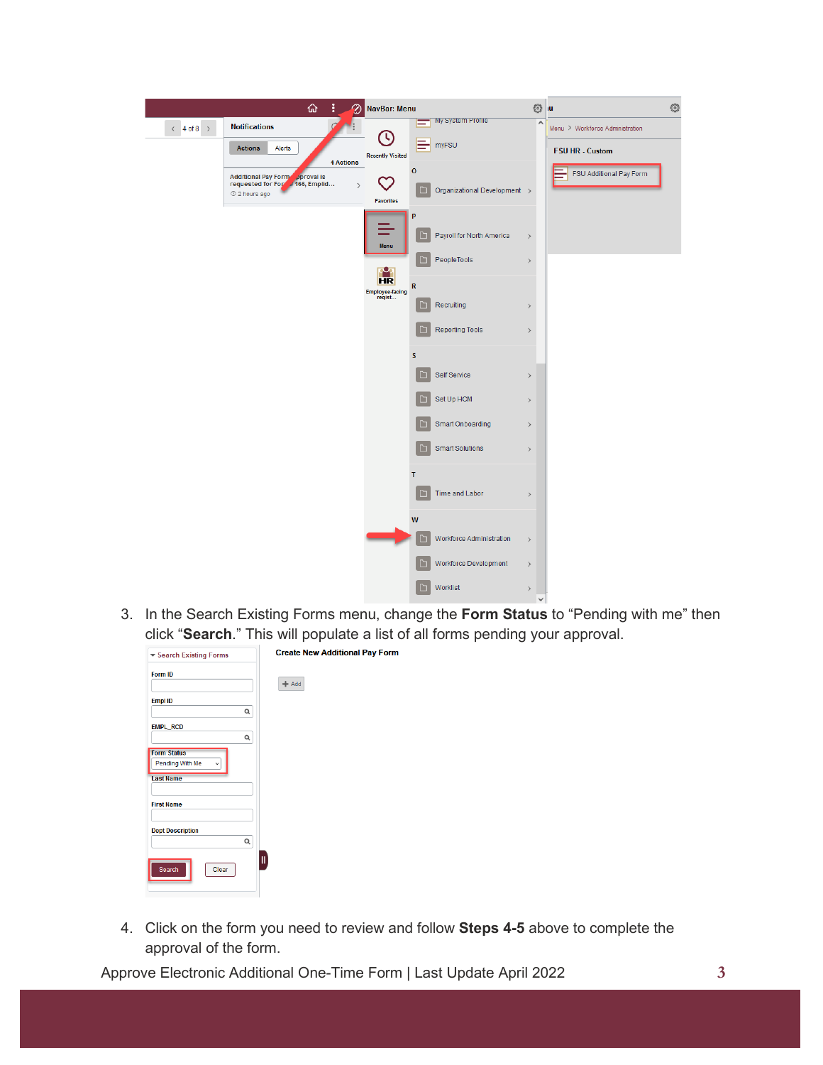3. In the Search Existing Forms menu, change the **Form Status** to “Pending with me” then click “**Search**.” This will populate a list of all forms pending your approval.

4. Click on the form you need to review and follow **Steps 4-5** above to complete the approval of the form.